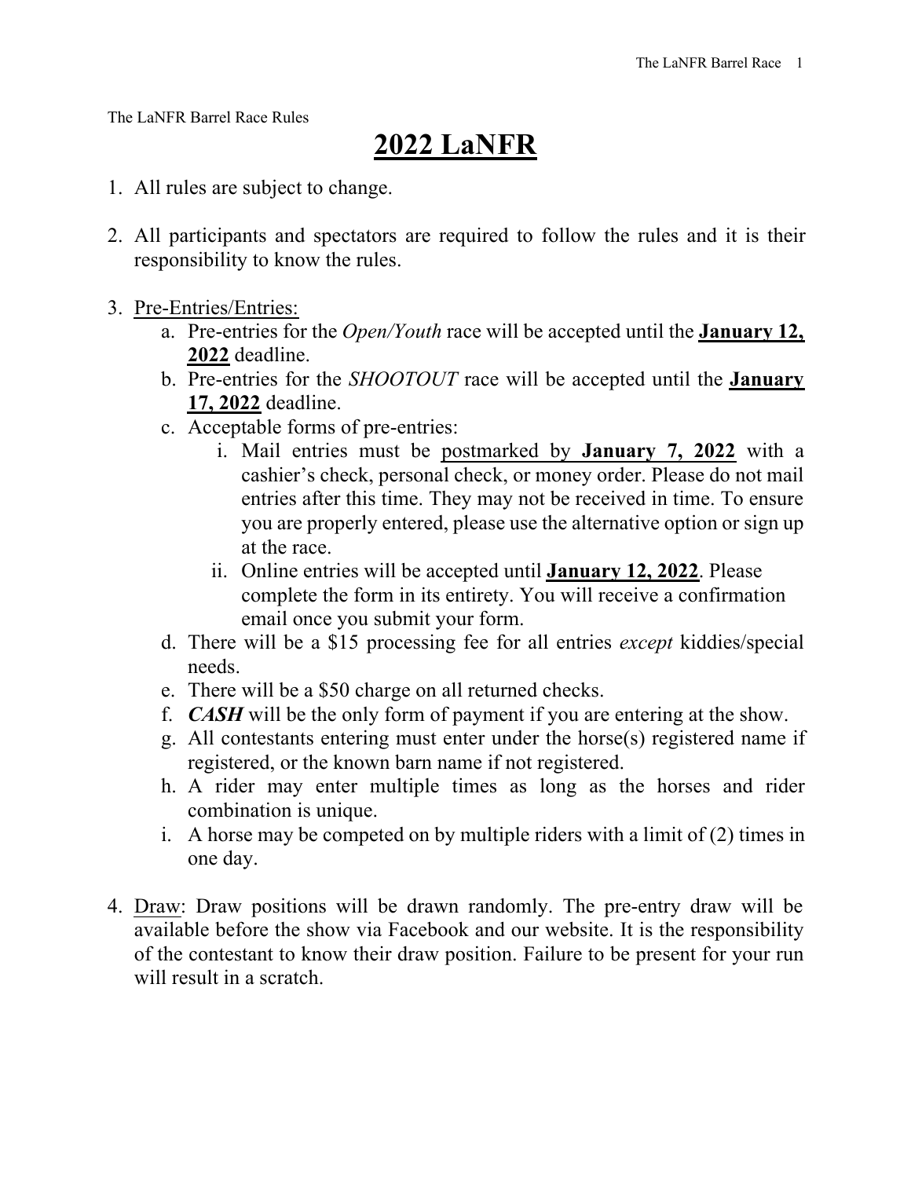The LaNFR Barrel Race Rules

# 2022 LaNFR

1. All rules are subject to change.

2. All participants and spectators are required to follow the rules and it is their responsibility to know the rules.

3. Pre-Entries/Entries:
   a. Pre-entries for the *Open/Youth* race will be accepted until the **January 12, 2022** deadline.
   b. Pre-entries for the *SHOOTOUT* race will be accepted until the **January 17, 2022** deadline.
   c. Acceptable forms of pre-entries:
      i. Mail entries must be postmarked by **January 7, 2022** with a cashier's check, personal check, or money order. Please do not mail entries after this time. They may not be received in time. To ensure you are properly entered, please use the alternative option or sign up at the race.
      ii. Online entries will be accepted until **January 12, 2022**. Please complete the form in its entirety. You will receive a confirmation email once you submit your form.
   d. There will be a $15 processing fee for all entries *except* kiddies/special needs.
   e. There will be a $50 charge on all returned checks.
   f. ***CASH*** will be the only form of payment if you are entering at the show.
   g. All contestants entering must enter under the horse(s) registered name if registered, or the known barn name if not registered.
   h. A rider may enter multiple times as long as the horses and rider combination is unique.
   i. A horse may be competed on by multiple riders with a limit of (2) times in one day.

4. Draw: Draw positions will be drawn randomly. The pre-entry draw will be available before the show via Facebook and our website. It is the responsibility of the contestant to know their draw position. Failure to be present for your run will result in a scratch.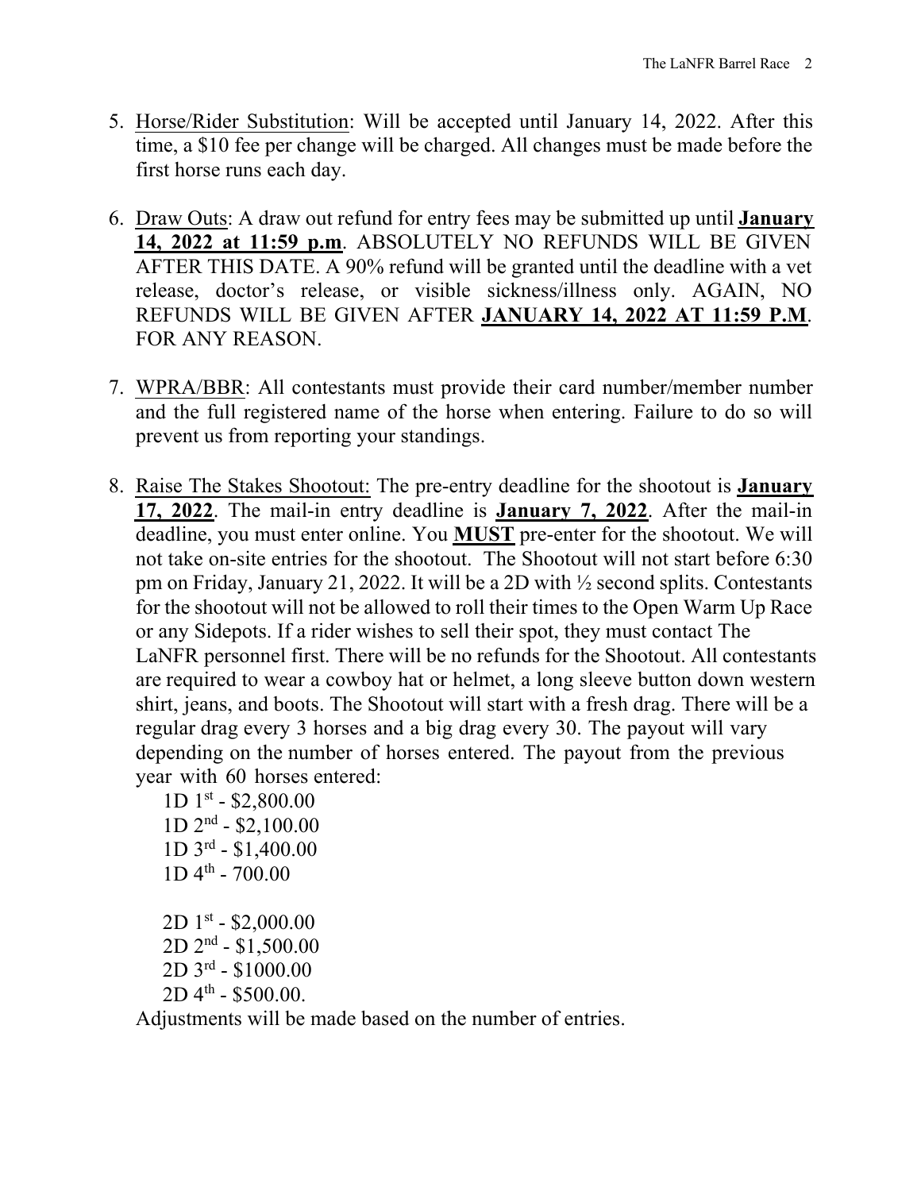5. Horse/Rider Substitution: Will be accepted until January 14, 2022. After this time, a $10 fee per change will be charged. All changes must be made before the first horse runs each day.

6. Draw Outs: A draw out refund for entry fees may be submitted up until **January 14, 2022 at 11:59 p.m**. ABSOLUTELY NO REFUNDS WILL BE GIVEN AFTER THIS DATE. A 90% refund will be granted until the deadline with a vet release, doctor's release, or visible sickness/illness only. AGAIN, NO REFUNDS WILL BE GIVEN AFTER **JANUARY 14, 2022 AT 11:59 P.M**. FOR ANY REASON.

7. WPRA/BBR: All contestants must provide their card number/member number and the full registered name of the horse when entering. Failure to do so will prevent us from reporting your standings.

8. Raise The Stakes Shootout: The pre-entry deadline for the shootout is **January 17, 2022**. The mail-in entry deadline is **January 7, 2022**. After the mail-in deadline, you must enter online. You **MUST** pre-enter for the shootout. We will not take on-site entries for the shootout. The Shootout will not start before 6:30 pm on Friday, January 21, 2022. It will be a 2D with ½ second splits. Contestants for the shootout will not be allowed to roll their times to the Open Warm Up Race or any Sidepots. If a rider wishes to sell their spot, they must contact The LaNFR personnel first. There will be no refunds for the Shootout. All contestants are required to wear a cowboy hat or helmet, a long sleeve button down western shirt, jeans, and boots. The Shootout will start with a fresh drag. There will be a regular drag every 3 horses and a big drag every 30. The payout will vary depending on the number of horses entered. The payout from the previous year with 60 horses entered:

   1D 1st - $2,800.00
   1D 2nd - $2,100.00
   1D 3rd - $1,400.00
   1D 4th - 700.00

   2D 1st - $2,000.00
   2D 2nd - $1,500.00
   2D 3rd - $1000.00
   2D 4th - $500.00.

   Adjustments will be made based on the number of entries.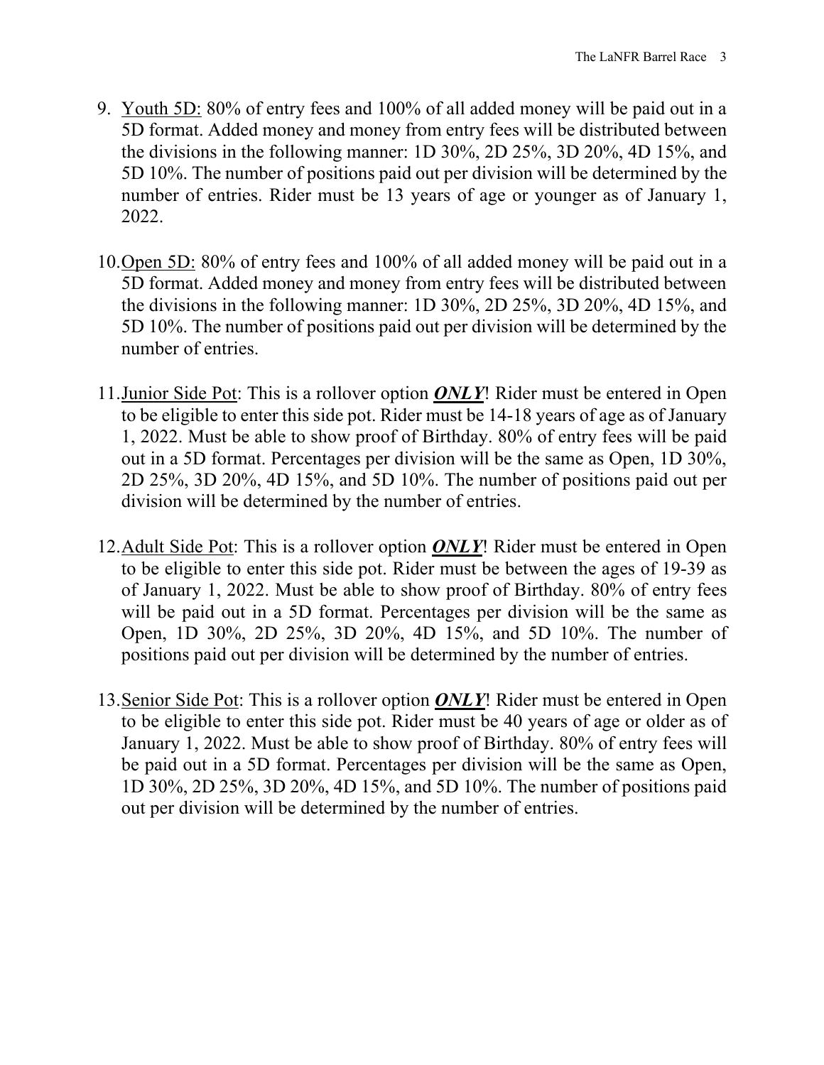9. <u>Youth 5D:</u> 80% of entry fees and 100% of all added money will be paid out in a 5D format. Added money and money from entry fees will be distributed between the divisions in the following manner: 1D 30%, 2D 25%, 3D 20%, 4D 15%, and 5D 10%. The number of positions paid out per division will be determined by the number of entries. Rider must be 13 years of age or younger as of January 1, 2022.

10. <u>Open 5D:</u> 80% of entry fees and 100% of all added money will be paid out in a 5D format. Added money and money from entry fees will be distributed between the divisions in the following manner: 1D 30%, 2D 25%, 3D 20%, 4D 15%, and 5D 10%. The number of positions paid out per division will be determined by the number of entries.

11. <u>Junior Side Pot</u>: This is a rollover option <u>***ONLY***</u>! Rider must be entered in Open to be eligible to enter this side pot. Rider must be 14-18 years of age as of January 1, 2022. Must be able to show proof of Birthday. 80% of entry fees will be paid out in a 5D format. Percentages per division will be the same as Open, 1D 30%, 2D 25%, 3D 20%, 4D 15%, and 5D 10%. The number of positions paid out per division will be determined by the number of entries.

12. <u>Adult Side Pot</u>: This is a rollover option <u>***ONLY***</u>! Rider must be entered in Open to be eligible to enter this side pot. Rider must be between the ages of 19-39 as of January 1, 2022. Must be able to show proof of Birthday. 80% of entry fees will be paid out in a 5D format. Percentages per division will be the same as Open, 1D 30%, 2D 25%, 3D 20%, 4D 15%, and 5D 10%. The number of positions paid out per division will be determined by the number of entries.

13. <u>Senior Side Pot</u>: This is a rollover option <u>***ONLY***</u>! Rider must be entered in Open to be eligible to enter this side pot. Rider must be 40 years of age or older as of January 1, 2022. Must be able to show proof of Birthday. 80% of entry fees will be paid out in a 5D format. Percentages per division will be the same as Open, 1D 30%, 2D 25%, 3D 20%, 4D 15%, and 5D 10%. The number of positions paid out per division will be determined by the number of entries.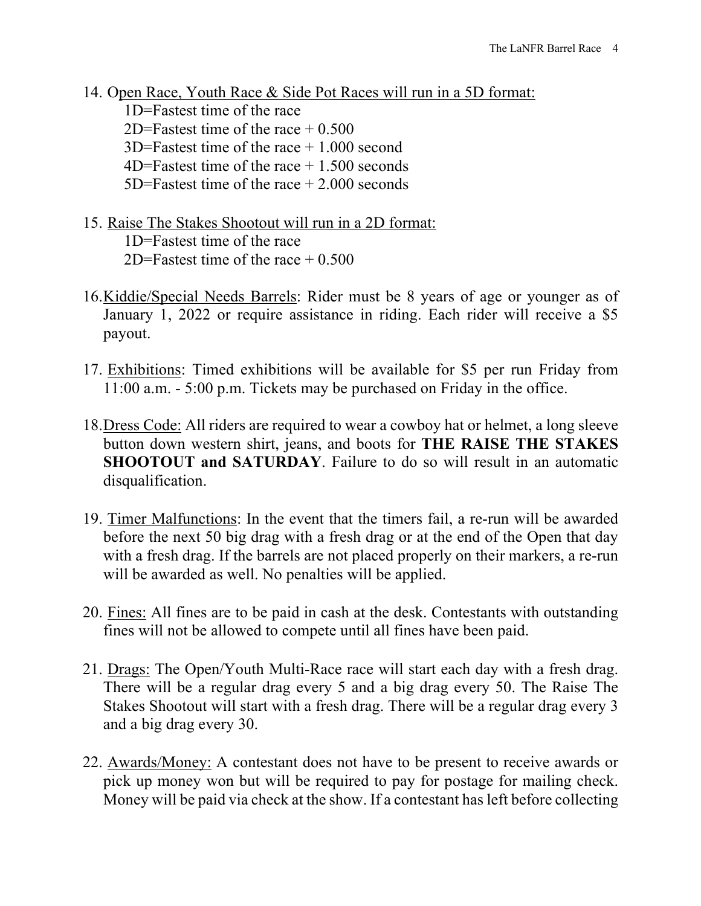14. <u>Open Race, Youth Race & Side Pot Races will run in a 5D format:</u>
    1D=Fastest time of the race
    2D=Fastest time of the race + 0.500
    3D=Fastest time of the race + 1.000 second
    4D=Fastest time of the race + 1.500 seconds
    5D=Fastest time of the race + 2.000 seconds

15. <u>Raise The Stakes Shootout will run in a 2D format:</u>
    1D=Fastest time of the race
    2D=Fastest time of the race + 0.500

16. <u>Kiddie/Special Needs Barrels</u>: Rider must be 8 years of age or younger as of January 1, 2022 or require assistance in riding. Each rider will receive a $5 payout.

17. <u>Exhibitions</u>: Timed exhibitions will be available for $5 per run Friday from 11:00 a.m. - 5:00 p.m. Tickets may be purchased on Friday in the office.

18. <u>Dress Code:</u> All riders are required to wear a cowboy hat or helmet, a long sleeve button down western shirt, jeans, and boots for **THE RAISE THE STAKES SHOOTOUT and SATURDAY**. Failure to do so will result in an automatic disqualification.

19. <u>Timer Malfunctions</u>: In the event that the timers fail, a re-run will be awarded before the next 50 big drag with a fresh drag or at the end of the Open that day with a fresh drag. If the barrels are not placed properly on their markers, a re-run will be awarded as well. No penalties will be applied.

20. <u>Fines:</u> All fines are to be paid in cash at the desk. Contestants with outstanding fines will not be allowed to compete until all fines have been paid.

21. <u>Drags:</u> The Open/Youth Multi-Race race will start each day with a fresh drag. There will be a regular drag every 5 and a big drag every 50. The Raise The Stakes Shootout will start with a fresh drag. There will be a regular drag every 3 and a big drag every 30.

22. <u>Awards/Money:</u> A contestant does not have to be present to receive awards or pick up money won but will be required to pay for postage for mailing check. Money will be paid via check at the show. If a contestant has left before collecting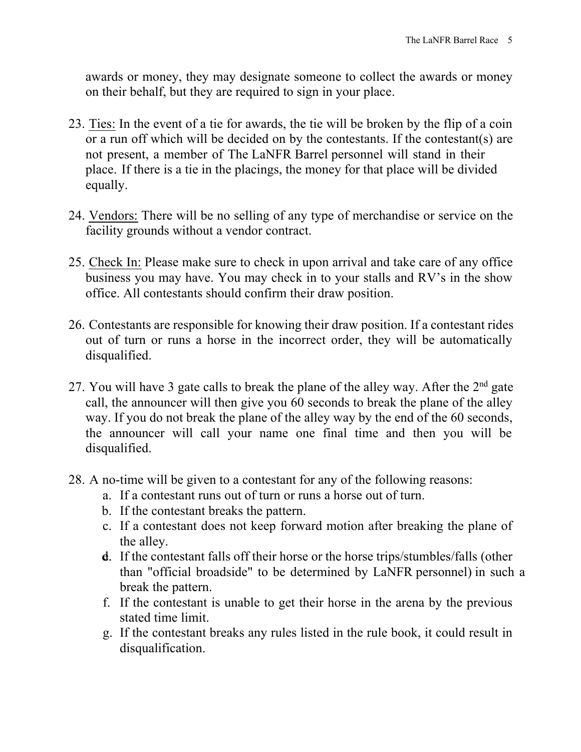awards or money, they may designate someone to collect the awards or money on their behalf, but they are required to sign in your place.

23. Ties: In the event of a tie for awards, the tie will be broken by the flip of a coin or a run off which will be decided on by the contestants. If the contestant(s) are not present, a member of The LaNFR Barrel personnel will stand in their place. If there is a tie in the placings, the money for that place will be divided equally.

24. Vendors: There will be no selling of any type of merchandise or service on the facility grounds without a vendor contract.

25. Check In: Please make sure to check in upon arrival and take care of any office business you may have. You may check in to your stalls and RV's in the show office. All contestants should confirm their draw position.

26. Contestants are responsible for knowing their draw position. If a contestant rides out of turn or runs a horse in the incorrect order, they will be automatically disqualified.

27. You will have 3 gate calls to break the plane of the alley way. After the 2nd gate call, the announcer will then give you 60 seconds to break the plane of the alley way. If you do not break the plane of the alley way by the end of the 60 seconds, the announcer will call your name one final time and then you will be disqualified.

28. A no-time will be given to a contestant for any of the following reasons:
    a. If a contestant runs out of turn or runs a horse out of turn.
    b. If the contestant breaks the pattern.
    c. If a contestant does not keep forward motion after breaking the plane of the alley.
    d. If the contestant falls off their horse or the horse trips/stumbles/falls (other than "official broadside" to be determined by LaNFR personnel) in such a break the pattern.
    f. If the contestant is unable to get their horse in the arena by the previous stated time limit.
    g. If the contestant breaks any rules listed in the rule book, it could result in disqualification.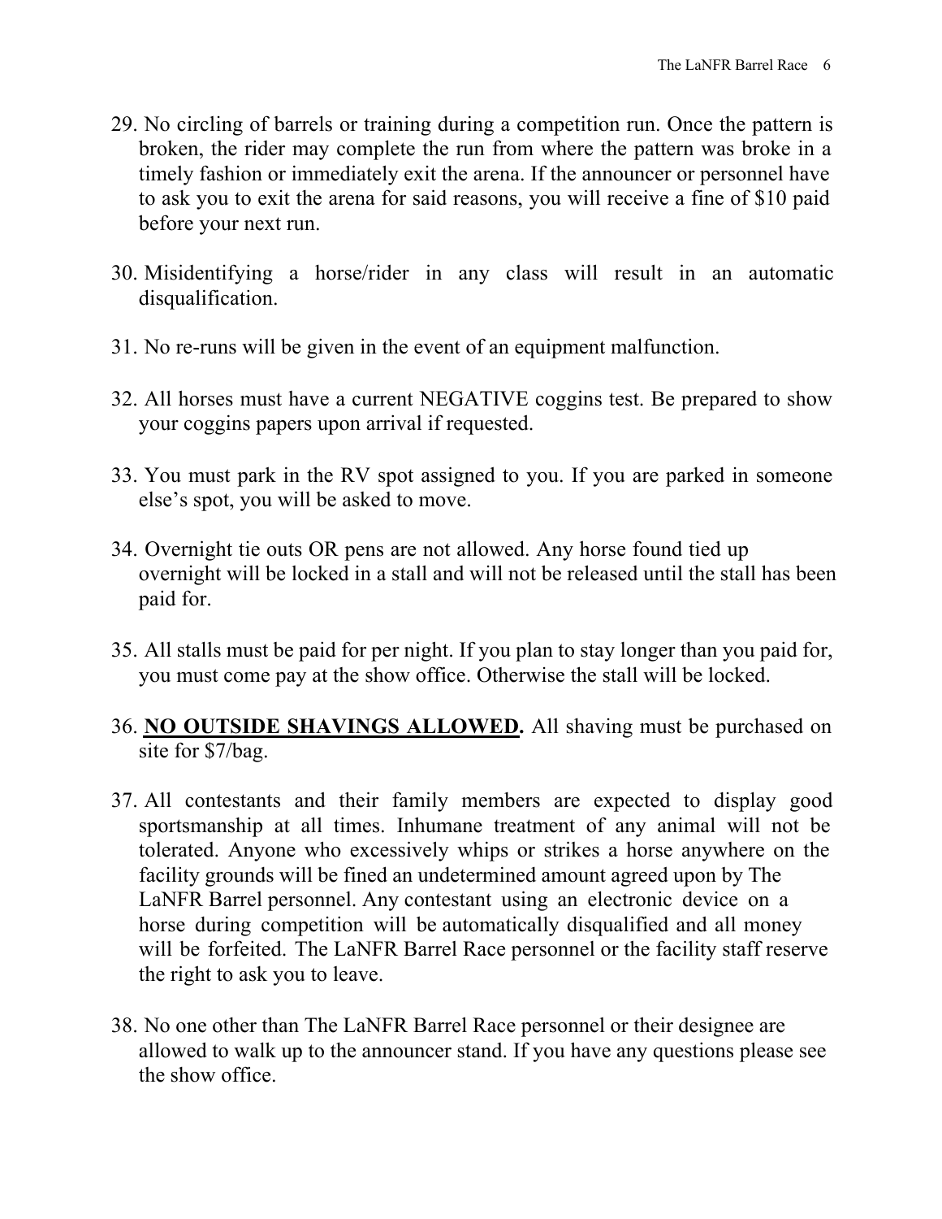29. No circling of barrels or training during a competition run. Once the pattern is broken, the rider may complete the run from where the pattern was broke in a timely fashion or immediately exit the arena. If the announcer or personnel have to ask you to exit the arena for said reasons, you will receive a fine of $10 paid before your next run.

30. Misidentifying a horse/rider in any class will result in an automatic disqualification.

31. No re-runs will be given in the event of an equipment malfunction.

32. All horses must have a current NEGATIVE coggins test. Be prepared to show your coggins papers upon arrival if requested.

33. You must park in the RV spot assigned to you. If you are parked in someone else's spot, you will be asked to move.

34. Overnight tie outs OR pens are not allowed. Any horse found tied up overnight will be locked in a stall and will not be released until the stall has been paid for.

35. All stalls must be paid for per night. If you plan to stay longer than you paid for, you must come pay at the show office. Otherwise the stall will be locked.

36. **<u>NO OUTSIDE SHAVINGS ALLOWED</u>.** All shaving must be purchased on site for $7/bag.

37. All contestants and their family members are expected to display good sportsmanship at all times. Inhumane treatment of any animal will not be tolerated. Anyone who excessively whips or strikes a horse anywhere on the facility grounds will be fined an undetermined amount agreed upon by The LaNFR Barrel personnel. Any contestant using an electronic device on a horse during competition will be automatically disqualified and all money will be forfeited. The LaNFR Barrel Race personnel or the facility staff reserve the right to ask you to leave.

38. No one other than The LaNFR Barrel Race personnel or their designee are allowed to walk up to the announcer stand. If you have any questions please see the show office.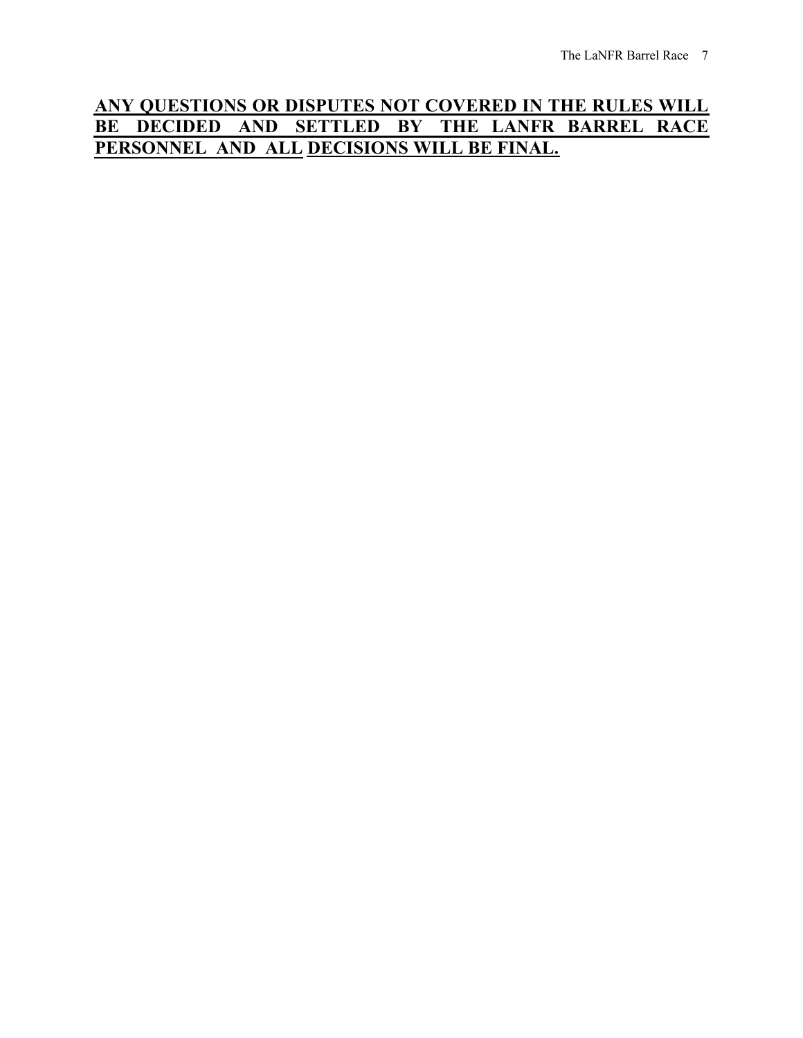**ANY QUESTIONS OR DISPUTES NOT COVERED IN THE RULES WILL BE DECIDED AND SETTLED BY THE LANFR BARREL RACE PERSONNEL AND ALL DECISIONS WILL BE FINAL.**